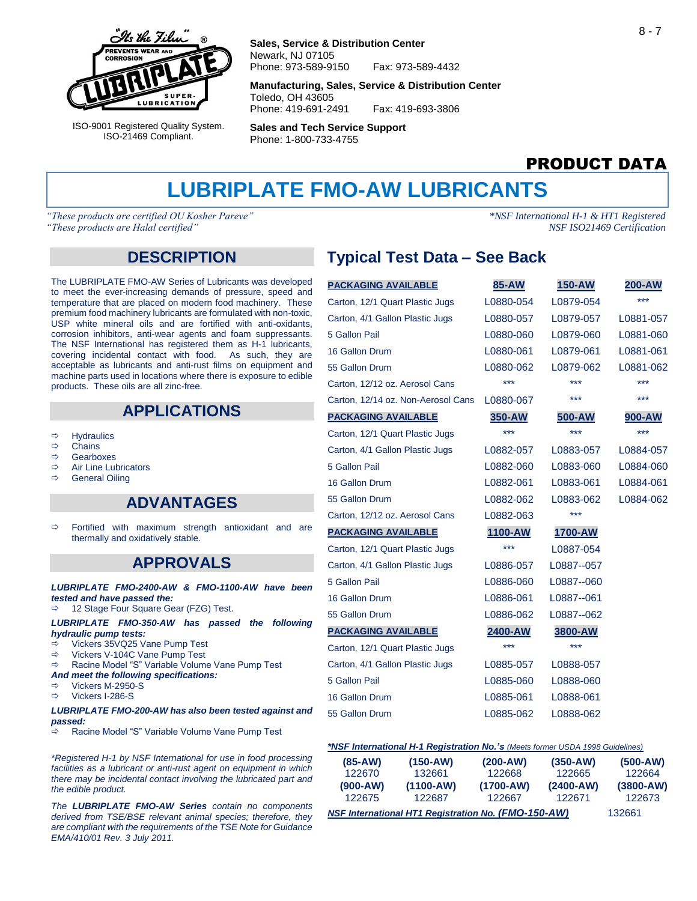"It's the Film" ® PREVENTS WEAR AND CORROSION LUBRIPLATE SUPER-LUBRICATION

ISO-9001 Registered Quality System.
ISO-21469 Compliant.

**Sales, Service & Distribution Center**
Newark, NJ 07105
Phone: 973-589-9150 Fax: 973-589-4432

**Manufacturing, Sales, Service & Distribution Center**
Toledo, OH 43605
Phone: 419-691-2491 Fax: 419-693-3806

**Sales and Tech Service Support**
Phone: 1-800-733-4755

**PRODUCT DATA**

# LUBRIPLATE FMO-AW LUBRICANTS

*"These products are certified OU Kosher Pareve"*
*"These products are Halal certified"*

*\*NSF International H-1 & HT1 Registered*
*NSF ISO21469 Certification*

## DESCRIPTION

The LUBRIPLATE FMO-AW Series of Lubricants was developed to meet the ever-increasing demands of pressure, speed and temperature that are placed on modern food machinery. These premium food machinery lubricants are formulated with non-toxic, USP white mineral oils and are fortified with anti-oxidants, corrosion inhibitors, anti-wear agents and foam suppressants. The NSF International has registered them as H-1 lubricants, covering incidental contact with food. As such, they are acceptable as lubricants and anti-rust films on equipment and machine parts used in locations where there is exposure to edible products. These oils are all zinc-free.

## APPLICATIONS

- ⇨ Hydraulics
- ⇨ Chains
- ⇨ Gearboxes
- ⇨ Air Line Lubricators
- ⇨ General Oiling

## ADVANTAGES

- ⇨ Fortified with maximum strength antioxidant and are thermally and oxidatively stable.

## APPROVALS

***LUBRIPLATE FMO-2400-AW & FMO-1100-AW have been tested and have passed the:***

- ⇨ 12 Stage Four Square Gear (FZG) Test.

***LUBRIPLATE FMO-350-AW has passed the following hydraulic pump tests:***

- ⇨ Vickers 35VQ25 Vane Pump Test
- ⇨ Vickers V-104C Vane Pump Test
- ⇨ Racine Model "S" Variable Volume Vane Pump Test

***And meet the following specifications:***

- ⇨ Vickers M-2950-S
- ⇨ Vickers I-286-S

***LUBRIPLATE FMO-200-AW has also been tested against and passed:***

- ⇨ Racine Model "S" Variable Volume Vane Pump Test

*\*Registered H-1 by NSF International for use in food processing facilities as a lubricant or anti-rust agent on equipment in which there may be incidental contact involving the lubricated part and the edible product.*

*The **LUBRIPLATE FMO-AW Series** contain no components derived from TSE/BSE relevant animal species; therefore, they are compliant with the requirements of the TSE Note for Guidance EMA/410/01 Rev. 3 July 2011.*

## Typical Test Data – See Back

| PACKAGING AVAILABLE | 85-AW | 150-AW | 200-AW |
|---|---|---|---|
| Carton, 12/1 Quart Plastic Jugs | L0880-054 | L0879-054 | *** |
| Carton, 4/1 Gallon Plastic Jugs | L0880-057 | L0879-057 | L0881-057 |
| 5 Gallon Pail | L0880-060 | L0879-060 | L0881-060 |
| 16 Gallon Drum | L0880-061 | L0879-061 | L0881-061 |
| 55 Gallon Drum | L0880-062 | L0879-062 | L0881-062 |
| Carton, 12/12 oz. Aerosol Cans | *** | *** | *** |
| Carton, 12/14 oz. Non-Aerosol Cans | L0880-067 | *** | *** |
| **PACKAGING AVAILABLE** | **350-AW** | **500-AW** | **900-AW** |
| Carton, 12/1 Quart Plastic Jugs | *** | *** | *** |
| Carton, 4/1 Gallon Plastic Jugs | L0882-057 | L0883-057 | L0884-057 |
| 5 Gallon Pail | L0882-060 | L0883-060 | L0884-060 |
| 16 Gallon Drum | L0882-061 | L0883-061 | L0884-061 |
| 55 Gallon Drum | L0882-062 | L0883-062 | L0884-062 |
| Carton, 12/12 oz. Aerosol Cans | L0882-063 | *** | |
| **PACKAGING AVAILABLE** | **1100-AW** | **1700-AW** | |
| Carton, 12/1 Quart Plastic Jugs | *** | L0887-054 | |
| Carton, 4/1 Gallon Plastic Jugs | L0886-057 | L0887--057 | |
| 5 Gallon Pail | L0886-060 | L0887--060 | |
| 16 Gallon Drum | L0886-061 | L0887--061 | |
| 55 Gallon Drum | L0886-062 | L0887--062 | |
| **PACKAGING AVAILABLE** | **2400-AW** | **3800-AW** | |
| Carton, 12/1 Quart Plastic Jugs | *** | *** | |
| Carton, 4/1 Gallon Plastic Jugs | L0885-057 | L0888-057 | |
| 5 Gallon Pail | L0885-060 | L0888-060 | |
| 16 Gallon Drum | L0885-061 | L0888-061 | |
| 55 Gallon Drum | L0885-062 | L0888-062 | |

***\*NSF International H-1 Registration No.'s*** *(Meets former USDA 1998 Guidelines)*

| (85-AW) | (150-AW) | (200-AW) | (350-AW) | (500-AW) |
|---|---|---|---|---|
| 122670 | 132661 | 122668 | 122665 | 122664 |
| **(900-AW)** | **(1100-AW)** | **(1700-AW)** | **(2400-AW)** | **(3800-AW)** |
| 122675 | 122687 | 122667 | 122671 | 122673 |

***NSF International HT1 Registration No. (FMO-150-AW)*** 132661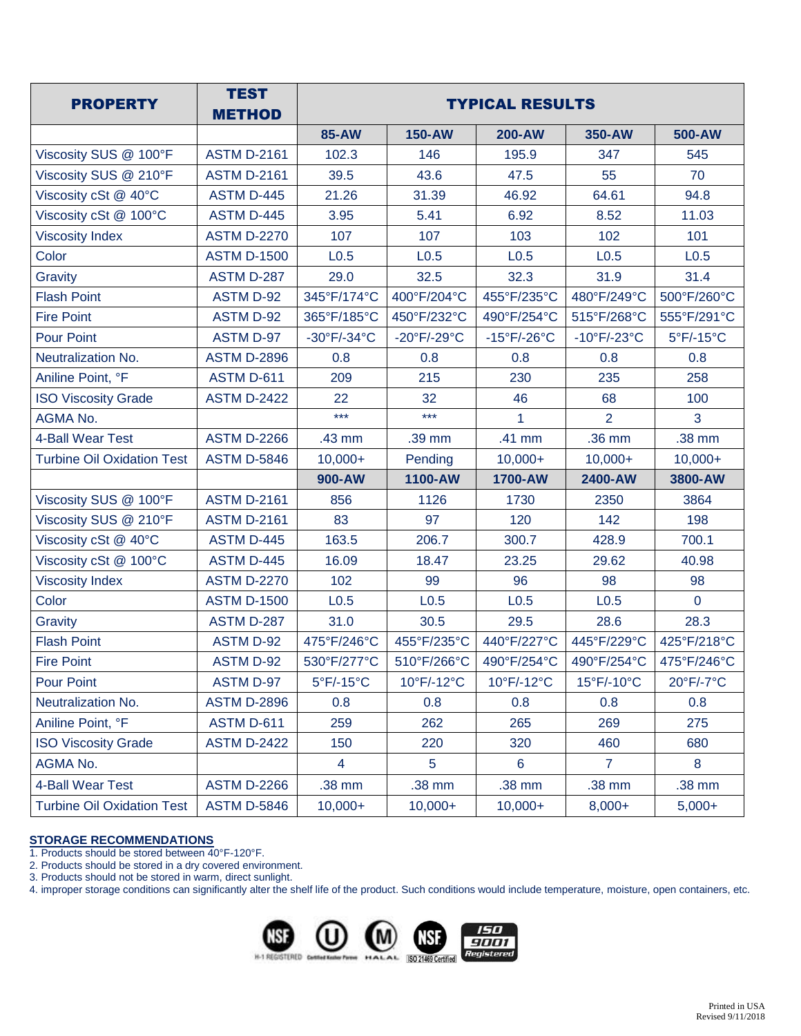| PROPERTY | TEST METHOD | TYPICAL RESULTS | | | | |
|---|---|---|---|---|---|---|
| | | 85-AW | 150-AW | 200-AW | 350-AW | 500-AW |
| Viscosity SUS @ 100°F | ASTM D-2161 | 102.3 | 146 | 195.9 | 347 | 545 |
| Viscosity SUS @ 210°F | ASTM D-2161 | 39.5 | 43.6 | 47.5 | 55 | 70 |
| Viscosity cSt @ 40°C | ASTM D-445 | 21.26 | 31.39 | 46.92 | 64.61 | 94.8 |
| Viscosity cSt @ 100°C | ASTM D-445 | 3.95 | 5.41 | 6.92 | 8.52 | 11.03 |
| Viscosity Index | ASTM D-2270 | 107 | 107 | 103 | 102 | 101 |
| Color | ASTM D-1500 | L0.5 | L0.5 | L0.5 | L0.5 | L0.5 |
| Gravity | ASTM D-287 | 29.0 | 32.5 | 32.3 | 31.9 | 31.4 |
| Flash Point | ASTM D-92 | 345°F/174°C | 400°F/204°C | 455°F/235°C | 480°F/249°C | 500°F/260°C |
| Fire Point | ASTM D-92 | 365°F/185°C | 450°F/232°C | 490°F/254°C | 515°F/268°C | 555°F/291°C |
| Pour Point | ASTM D-97 | -30°F/-34°C | -20°F/-29°C | -15°F/-26°C | -10°F/-23°C | 5°F/-15°C |
| Neutralization No. | ASTM D-2896 | 0.8 | 0.8 | 0.8 | 0.8 | 0.8 |
| Aniline Point, °F | ASTM D-611 | 209 | 215 | 230 | 235 | 258 |
| ISO Viscosity Grade | ASTM D-2422 | 22 | 32 | 46 | 68 | 100 |
| AGMA No. | | *** | *** | 1 | 2 | 3 |
| 4-Ball Wear Test | ASTM D-2266 | .43 mm | .39 mm | .41 mm | .36 mm | .38 mm |
| Turbine Oil Oxidation Test | ASTM D-5846 | 10,000+ | Pending | 10,000+ | 10,000+ | 10,000+ |
| | | 900-AW | 1100-AW | 1700-AW | 2400-AW | 3800-AW |
| Viscosity SUS @ 100°F | ASTM D-2161 | 856 | 1126 | 1730 | 2350 | 3864 |
| Viscosity SUS @ 210°F | ASTM D-2161 | 83 | 97 | 120 | 142 | 198 |
| Viscosity cSt @ 40°C | ASTM D-445 | 163.5 | 206.7 | 300.7 | 428.9 | 700.1 |
| Viscosity cSt @ 100°C | ASTM D-445 | 16.09 | 18.47 | 23.25 | 29.62 | 40.98 |
| Viscosity Index | ASTM D-2270 | 102 | 99 | 96 | 98 | 98 |
| Color | ASTM D-1500 | L0.5 | L0.5 | L0.5 | L0.5 | 0 |
| Gravity | ASTM D-287 | 31.0 | 30.5 | 29.5 | 28.6 | 28.3 |
| Flash Point | ASTM D-92 | 475°F/246°C | 455°F/235°C | 440°F/227°C | 445°F/229°C | 425°F/218°C |
| Fire Point | ASTM D-92 | 530°F/277°C | 510°F/266°C | 490°F/254°C | 490°F/254°C | 475°F/246°C |
| Pour Point | ASTM D-97 | 5°F/-15°C | 10°F/-12°C | 10°F/-12°C | 15°F/-10°C | 20°F/-7°C |
| Neutralization No. | ASTM D-2896 | 0.8 | 0.8 | 0.8 | 0.8 | 0.8 |
| Aniline Point, °F | ASTM D-611 | 259 | 262 | 265 | 269 | 275 |
| ISO Viscosity Grade | ASTM D-2422 | 150 | 220 | 320 | 460 | 680 |
| AGMA No. | | 4 | 5 | 6 | 7 | 8 |
| 4-Ball Wear Test | ASTM D-2266 | .38 mm | .38 mm | .38 mm | .38 mm | .38 mm |
| Turbine Oil Oxidation Test | ASTM D-5846 | 10,000+ | 10,000+ | 10,000+ | 8,000+ | 5,000+ |

**STORAGE RECOMMENDATIONS**

1. Products should be stored between 40°F-120°F.
2. Products should be stored in a dry covered environment.
3. Products should not be stored in warm, direct sunlight.
4. improper storage conditions can significantly alter the shelf life of the product. Such conditions would include temperature, moisture, open containers, etc.

NSF H-1 REGISTERED | Certified Kosher Pareve | HALAL | NSF ISO 21469 Certified | ISO 9001 Registered

Printed in USA
Revised 9/11/2018